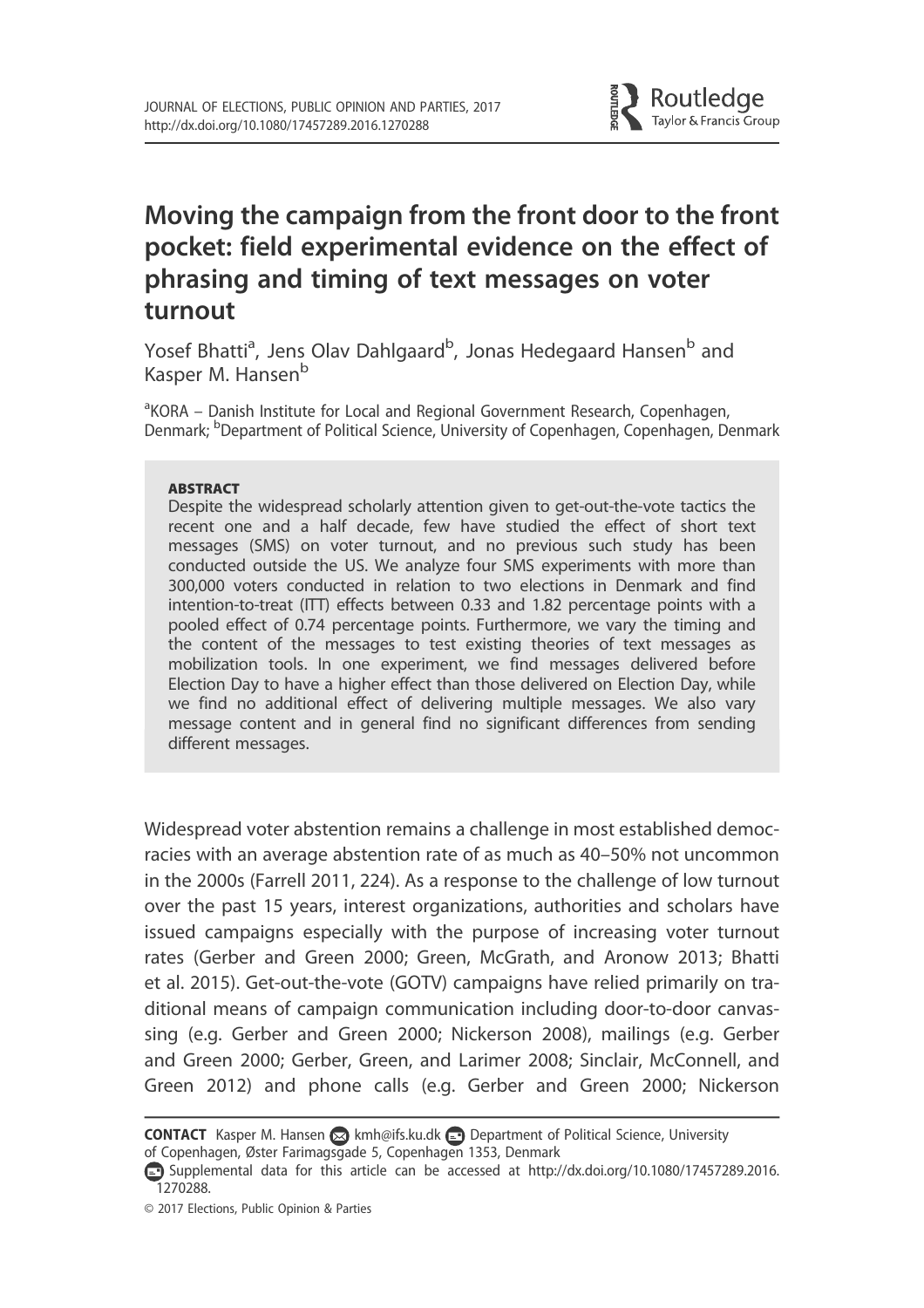# Moving the campaign from the front door to the front pocket: field experimental evidence on the effect of phrasing and timing of text messages on voter turnout

Yosef Bhatti[a], Jens Olav Dahlgaard[b], Jonas Hedegaard Hansen[b] and Kasper M. Hansen[b]

[a]KORA – Danish Institute for Local and Regional Government Research, Copenhagen, Denmark; [b]Department of Political Science, University of Copenhagen, Copenhagen, Denmark

**ABSTRACT**

Despite the widespread scholarly attention given to get-out-the-vote tactics the recent one and a half decade, few have studied the effect of short text messages (SMS) on voter turnout, and no previous such study has been conducted outside the US. We analyze four SMS experiments with more than 300,000 voters conducted in relation to two elections in Denmark and find intention-to-treat (ITT) effects between 0.33 and 1.82 percentage points with a pooled effect of 0.74 percentage points. Furthermore, we vary the timing and the content of the messages to test existing theories of text messages as mobilization tools. In one experiment, we find messages delivered before Election Day to have a higher effect than those delivered on Election Day, while we find no additional effect of delivering multiple messages. We also vary message content and in general find no significant differences from sending different messages.

Widespread voter abstention remains a challenge in most established democracies with an average abstention rate of as much as 40–50% not uncommon in the 2000s (Farrell 2011, 224). As a response to the challenge of low turnout over the past 15 years, interest organizations, authorities and scholars have issued campaigns especially with the purpose of increasing voter turnout rates (Gerber and Green 2000; Green, McGrath, and Aronow 2013; Bhatti et al. 2015). Get-out-the-vote (GOTV) campaigns have relied primarily on traditional means of campaign communication including door-to-door canvassing (e.g. Gerber and Green 2000; Nickerson 2008), mailings (e.g. Gerber and Green 2000; Gerber, Green, and Larimer 2008; Sinclair, McConnell, and Green 2012) and phone calls (e.g. Gerber and Green 2000; Nickerson

**CONTACT** Kasper M. Hansen kmh@ifs.ku.dk Department of Political Science, University of Copenhagen, Øster Farimagsgade 5, Copenhagen 1353, Denmark

Supplemental data for this article can be accessed at http://dx.doi.org/10.1080/17457289.2016.1270288.

© 2017 Elections, Public Opinion & Parties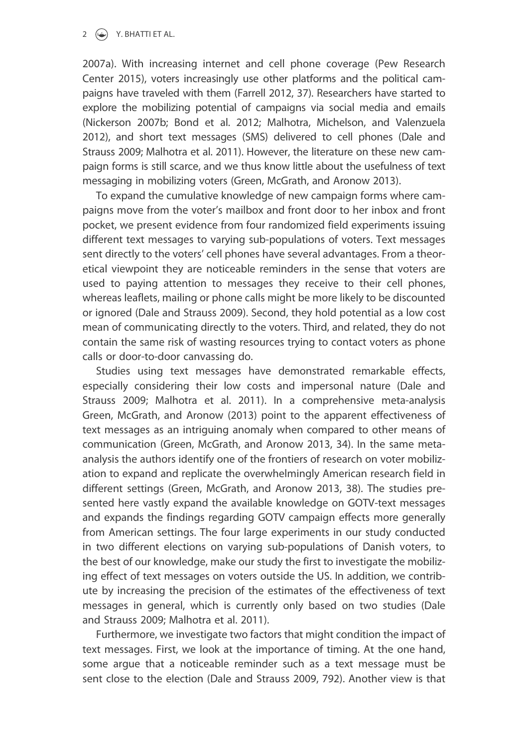2007a). With increasing internet and cell phone coverage (Pew Research Center 2015), voters increasingly use other platforms and the political campaigns have traveled with them (Farrell 2012, 37). Researchers have started to explore the mobilizing potential of campaigns via social media and emails (Nickerson 2007b; Bond et al. 2012; Malhotra, Michelson, and Valenzuela 2012), and short text messages (SMS) delivered to cell phones (Dale and Strauss 2009; Malhotra et al. 2011). However, the literature on these new campaign forms is still scarce, and we thus know little about the usefulness of text messaging in mobilizing voters (Green, McGrath, and Aronow 2013).

To expand the cumulative knowledge of new campaign forms where campaigns move from the voter's mailbox and front door to her inbox and front pocket, we present evidence from four randomized field experiments issuing different text messages to varying sub-populations of voters. Text messages sent directly to the voters' cell phones have several advantages. From a theoretical viewpoint they are noticeable reminders in the sense that voters are used to paying attention to messages they receive to their cell phones, whereas leaflets, mailing or phone calls might be more likely to be discounted or ignored (Dale and Strauss 2009). Second, they hold potential as a low cost mean of communicating directly to the voters. Third, and related, they do not contain the same risk of wasting resources trying to contact voters as phone calls or door-to-door canvassing do.

Studies using text messages have demonstrated remarkable effects, especially considering their low costs and impersonal nature (Dale and Strauss 2009; Malhotra et al. 2011). In a comprehensive meta-analysis Green, McGrath, and Aronow (2013) point to the apparent effectiveness of text messages as an intriguing anomaly when compared to other means of communication (Green, McGrath, and Aronow 2013, 34). In the same meta-analysis the authors identify one of the frontiers of research on voter mobilization to expand and replicate the overwhelmingly American research field in different settings (Green, McGrath, and Aronow 2013, 38). The studies presented here vastly expand the available knowledge on GOTV-text messages and expands the findings regarding GOTV campaign effects more generally from American settings. The four large experiments in our study conducted in two different elections on varying sub-populations of Danish voters, to the best of our knowledge, make our study the first to investigate the mobilizing effect of text messages on voters outside the US. In addition, we contribute by increasing the precision of the estimates of the effectiveness of text messages in general, which is currently only based on two studies (Dale and Strauss 2009; Malhotra et al. 2011).

Furthermore, we investigate two factors that might condition the impact of text messages. First, we look at the importance of timing. At the one hand, some argue that a noticeable reminder such as a text message must be sent close to the election (Dale and Strauss 2009, 792). Another view is that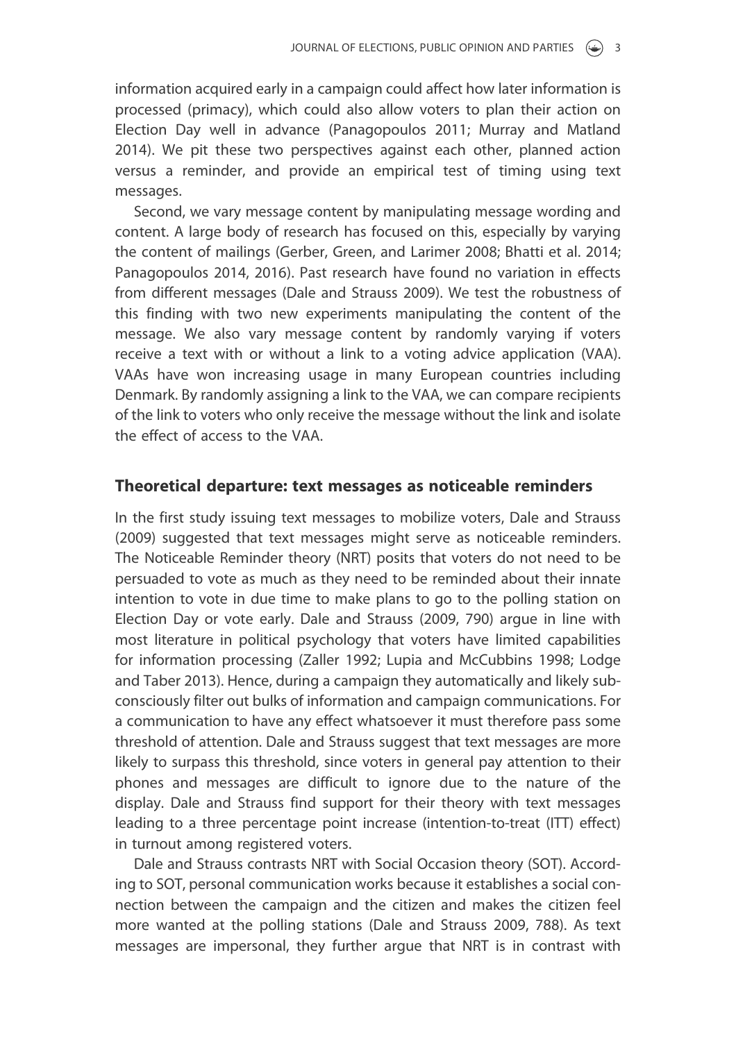information acquired early in a campaign could affect how later information is processed (primacy), which could also allow voters to plan their action on Election Day well in advance (Panagopoulos 2011; Murray and Matland 2014). We pit these two perspectives against each other, planned action versus a reminder, and provide an empirical test of timing using text messages.

Second, we vary message content by manipulating message wording and content. A large body of research has focused on this, especially by varying the content of mailings (Gerber, Green, and Larimer 2008; Bhatti et al. 2014; Panagopoulos 2014, 2016). Past research have found no variation in effects from different messages (Dale and Strauss 2009). We test the robustness of this finding with two new experiments manipulating the content of the message. We also vary message content by randomly varying if voters receive a text with or without a link to a voting advice application (VAA). VAAs have won increasing usage in many European countries including Denmark. By randomly assigning a link to the VAA, we can compare recipients of the link to voters who only receive the message without the link and isolate the effect of access to the VAA.

## Theoretical departure: text messages as noticeable reminders

In the first study issuing text messages to mobilize voters, Dale and Strauss (2009) suggested that text messages might serve as noticeable reminders. The Noticeable Reminder theory (NRT) posits that voters do not need to be persuaded to vote as much as they need to be reminded about their innate intention to vote in due time to make plans to go to the polling station on Election Day or vote early. Dale and Strauss (2009, 790) argue in line with most literature in political psychology that voters have limited capabilities for information processing (Zaller 1992; Lupia and McCubbins 1998; Lodge and Taber 2013). Hence, during a campaign they automatically and likely subconsciously filter out bulks of information and campaign communications. For a communication to have any effect whatsoever it must therefore pass some threshold of attention. Dale and Strauss suggest that text messages are more likely to surpass this threshold, since voters in general pay attention to their phones and messages are difficult to ignore due to the nature of the display. Dale and Strauss find support for their theory with text messages leading to a three percentage point increase (intention-to-treat (ITT) effect) in turnout among registered voters.

Dale and Strauss contrasts NRT with Social Occasion theory (SOT). According to SOT, personal communication works because it establishes a social connection between the campaign and the citizen and makes the citizen feel more wanted at the polling stations (Dale and Strauss 2009, 788). As text messages are impersonal, they further argue that NRT is in contrast with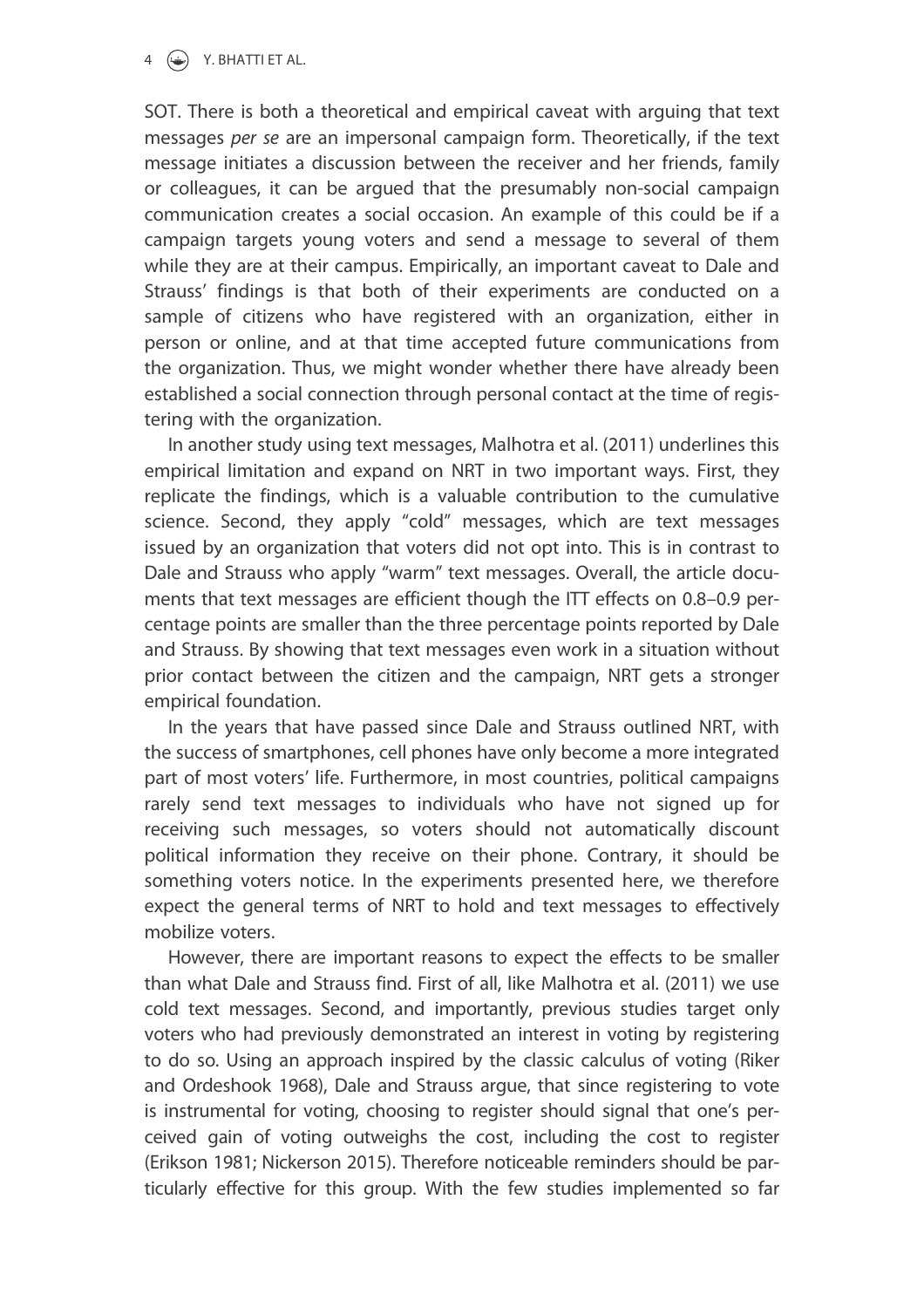SOT. There is both a theoretical and empirical caveat with arguing that text messages *per se* are an impersonal campaign form. Theoretically, if the text message initiates a discussion between the receiver and her friends, family or colleagues, it can be argued that the presumably non-social campaign communication creates a social occasion. An example of this could be if a campaign targets young voters and send a message to several of them while they are at their campus. Empirically, an important caveat to Dale and Strauss' findings is that both of their experiments are conducted on a sample of citizens who have registered with an organization, either in person or online, and at that time accepted future communications from the organization. Thus, we might wonder whether there have already been established a social connection through personal contact at the time of registering with the organization.

In another study using text messages, Malhotra et al. (2011) underlines this empirical limitation and expand on NRT in two important ways. First, they replicate the findings, which is a valuable contribution to the cumulative science. Second, they apply "cold" messages, which are text messages issued by an organization that voters did not opt into. This is in contrast to Dale and Strauss who apply "warm" text messages. Overall, the article documents that text messages are efficient though the ITT effects on 0.8–0.9 percentage points are smaller than the three percentage points reported by Dale and Strauss. By showing that text messages even work in a situation without prior contact between the citizen and the campaign, NRT gets a stronger empirical foundation.

In the years that have passed since Dale and Strauss outlined NRT, with the success of smartphones, cell phones have only become a more integrated part of most voters' life. Furthermore, in most countries, political campaigns rarely send text messages to individuals who have not signed up for receiving such messages, so voters should not automatically discount political information they receive on their phone. Contrary, it should be something voters notice. In the experiments presented here, we therefore expect the general terms of NRT to hold and text messages to effectively mobilize voters.

However, there are important reasons to expect the effects to be smaller than what Dale and Strauss find. First of all, like Malhotra et al. (2011) we use cold text messages. Second, and importantly, previous studies target only voters who had previously demonstrated an interest in voting by registering to do so. Using an approach inspired by the classic calculus of voting (Riker and Ordeshook 1968), Dale and Strauss argue, that since registering to vote is instrumental for voting, choosing to register should signal that one's perceived gain of voting outweighs the cost, including the cost to register (Erikson 1981; Nickerson 2015). Therefore noticeable reminders should be particularly effective for this group. With the few studies implemented so far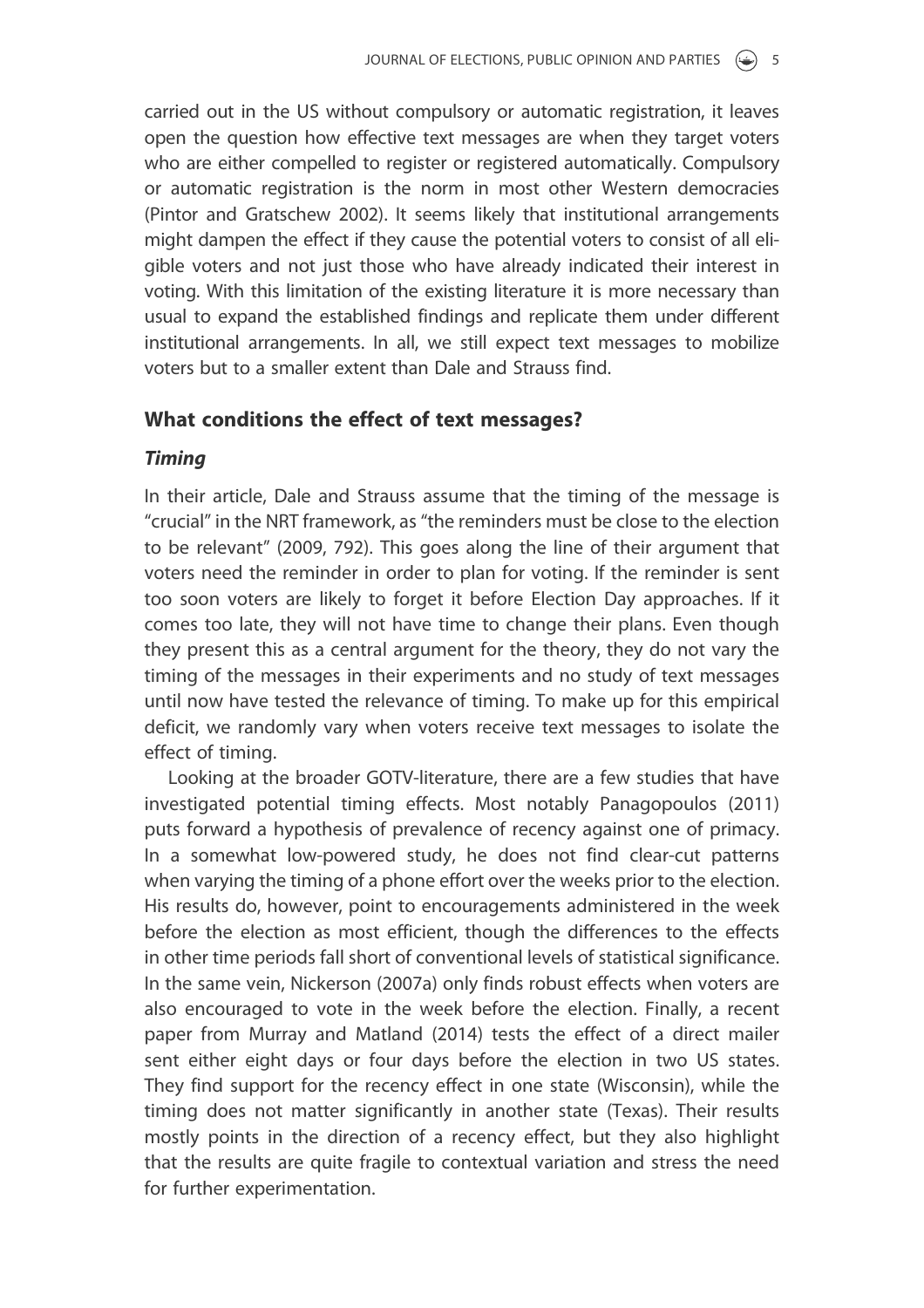carried out in the US without compulsory or automatic registration, it leaves open the question how effective text messages are when they target voters who are either compelled to register or registered automatically. Compulsory or automatic registration is the norm in most other Western democracies (Pintor and Gratschew 2002). It seems likely that institutional arrangements might dampen the effect if they cause the potential voters to consist of all eligible voters and not just those who have already indicated their interest in voting. With this limitation of the existing literature it is more necessary than usual to expand the established findings and replicate them under different institutional arrangements. In all, we still expect text messages to mobilize voters but to a smaller extent than Dale and Strauss find.

## What conditions the effect of text messages?

### *Timing*

In their article, Dale and Strauss assume that the timing of the message is "crucial" in the NRT framework, as "the reminders must be close to the election to be relevant" (2009, 792). This goes along the line of their argument that voters need the reminder in order to plan for voting. If the reminder is sent too soon voters are likely to forget it before Election Day approaches. If it comes too late, they will not have time to change their plans. Even though they present this as a central argument for the theory, they do not vary the timing of the messages in their experiments and no study of text messages until now have tested the relevance of timing. To make up for this empirical deficit, we randomly vary when voters receive text messages to isolate the effect of timing.

Looking at the broader GOTV-literature, there are a few studies that have investigated potential timing effects. Most notably Panagopoulos (2011) puts forward a hypothesis of prevalence of recency against one of primacy. In a somewhat low-powered study, he does not find clear-cut patterns when varying the timing of a phone effort over the weeks prior to the election. His results do, however, point to encouragements administered in the week before the election as most efficient, though the differences to the effects in other time periods fall short of conventional levels of statistical significance. In the same vein, Nickerson (2007a) only finds robust effects when voters are also encouraged to vote in the week before the election. Finally, a recent paper from Murray and Matland (2014) tests the effect of a direct mailer sent either eight days or four days before the election in two US states. They find support for the recency effect in one state (Wisconsin), while the timing does not matter significantly in another state (Texas). Their results mostly points in the direction of a recency effect, but they also highlight that the results are quite fragile to contextual variation and stress the need for further experimentation.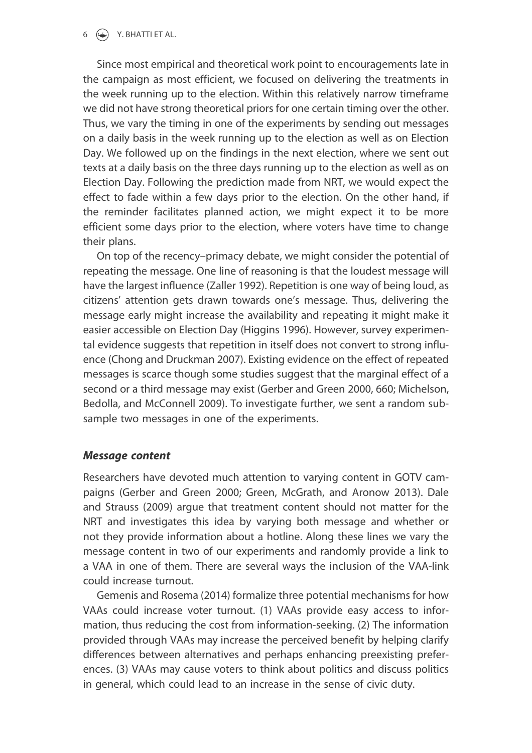Since most empirical and theoretical work point to encouragements late in the campaign as most efficient, we focused on delivering the treatments in the week running up to the election. Within this relatively narrow timeframe we did not have strong theoretical priors for one certain timing over the other. Thus, we vary the timing in one of the experiments by sending out messages on a daily basis in the week running up to the election as well as on Election Day. We followed up on the findings in the next election, where we sent out texts at a daily basis on the three days running up to the election as well as on Election Day. Following the prediction made from NRT, we would expect the effect to fade within a few days prior to the election. On the other hand, if the reminder facilitates planned action, we might expect it to be more efficient some days prior to the election, where voters have time to change their plans.

On top of the recency–primacy debate, we might consider the potential of repeating the message. One line of reasoning is that the loudest message will have the largest influence (Zaller 1992). Repetition is one way of being loud, as citizens' attention gets drawn towards one's message. Thus, delivering the message early might increase the availability and repeating it might make it easier accessible on Election Day (Higgins 1996). However, survey experimental evidence suggests that repetition in itself does not convert to strong influence (Chong and Druckman 2007). Existing evidence on the effect of repeated messages is scarce though some studies suggest that the marginal effect of a second or a third message may exist (Gerber and Green 2000, 660; Michelson, Bedolla, and McConnell 2009). To investigate further, we sent a random subsample two messages in one of the experiments.

### *Message content*

Researchers have devoted much attention to varying content in GOTV campaigns (Gerber and Green 2000; Green, McGrath, and Aronow 2013). Dale and Strauss (2009) argue that treatment content should not matter for the NRT and investigates this idea by varying both message and whether or not they provide information about a hotline. Along these lines we vary the message content in two of our experiments and randomly provide a link to a VAA in one of them. There are several ways the inclusion of the VAA-link could increase turnout.

Gemenis and Rosema (2014) formalize three potential mechanisms for how VAAs could increase voter turnout. (1) VAAs provide easy access to information, thus reducing the cost from information-seeking. (2) The information provided through VAAs may increase the perceived benefit by helping clarify differences between alternatives and perhaps enhancing preexisting preferences. (3) VAAs may cause voters to think about politics and discuss politics in general, which could lead to an increase in the sense of civic duty.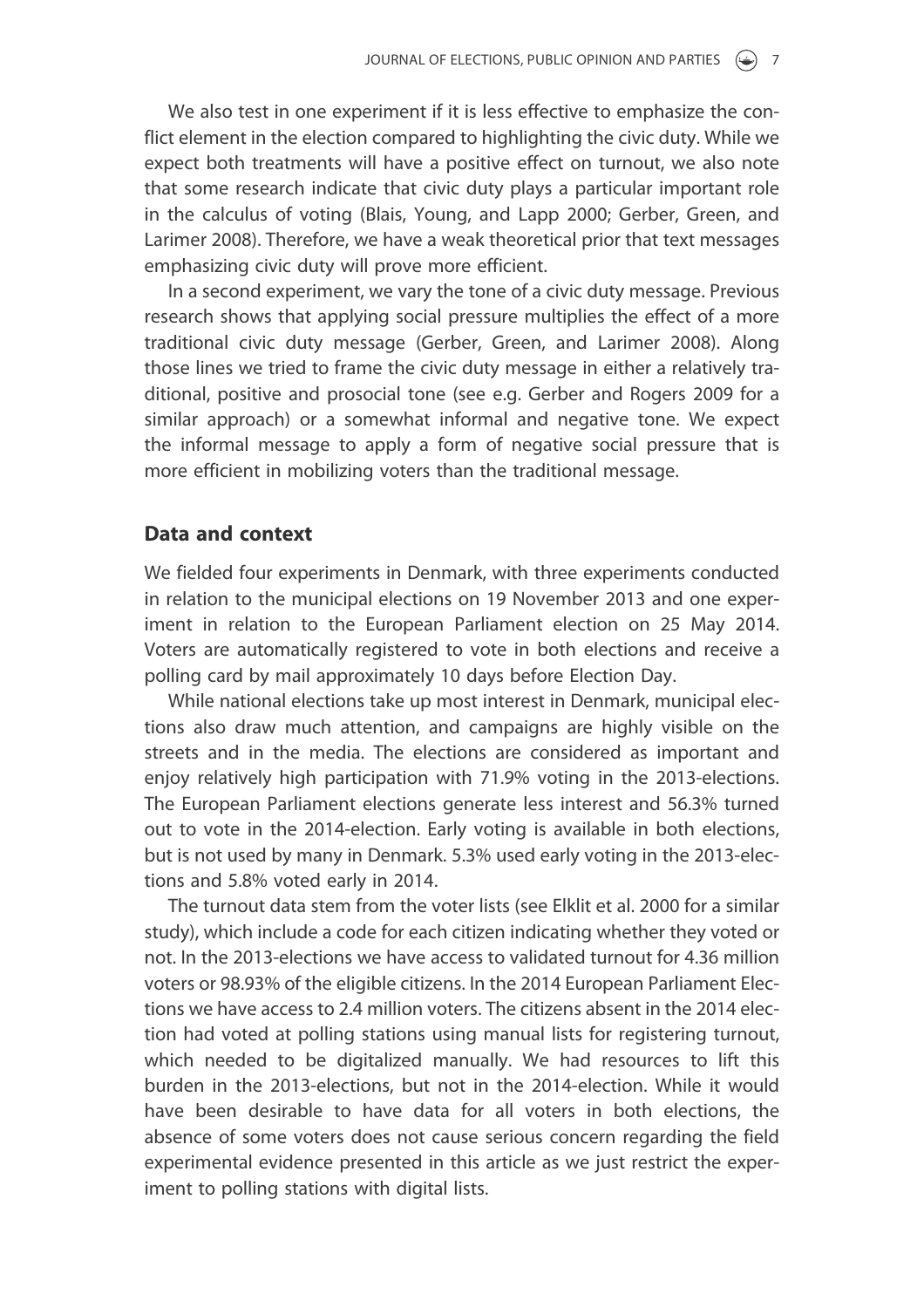We also test in one experiment if it is less effective to emphasize the conflict element in the election compared to highlighting the civic duty. While we expect both treatments will have a positive effect on turnout, we also note that some research indicate that civic duty plays a particular important role in the calculus of voting (Blais, Young, and Lapp 2000; Gerber, Green, and Larimer 2008). Therefore, we have a weak theoretical prior that text messages emphasizing civic duty will prove more efficient.

In a second experiment, we vary the tone of a civic duty message. Previous research shows that applying social pressure multiplies the effect of a more traditional civic duty message (Gerber, Green, and Larimer 2008). Along those lines we tried to frame the civic duty message in either a relatively traditional, positive and prosocial tone (see e.g. Gerber and Rogers 2009 for a similar approach) or a somewhat informal and negative tone. We expect the informal message to apply a form of negative social pressure that is more efficient in mobilizing voters than the traditional message.

## Data and context

We fielded four experiments in Denmark, with three experiments conducted in relation to the municipal elections on 19 November 2013 and one experiment in relation to the European Parliament election on 25 May 2014. Voters are automatically registered to vote in both elections and receive a polling card by mail approximately 10 days before Election Day.

While national elections take up most interest in Denmark, municipal elections also draw much attention, and campaigns are highly visible on the streets and in the media. The elections are considered as important and enjoy relatively high participation with 71.9% voting in the 2013-elections. The European Parliament elections generate less interest and 56.3% turned out to vote in the 2014-election. Early voting is available in both elections, but is not used by many in Denmark. 5.3% used early voting in the 2013-elections and 5.8% voted early in 2014.

The turnout data stem from the voter lists (see Elklit et al. 2000 for a similar study), which include a code for each citizen indicating whether they voted or not. In the 2013-elections we have access to validated turnout for 4.36 million voters or 98.93% of the eligible citizens. In the 2014 European Parliament Elections we have access to 2.4 million voters. The citizens absent in the 2014 election had voted at polling stations using manual lists for registering turnout, which needed to be digitalized manually. We had resources to lift this burden in the 2013-elections, but not in the 2014-election. While it would have been desirable to have data for all voters in both elections, the absence of some voters does not cause serious concern regarding the field experimental evidence presented in this article as we just restrict the experiment to polling stations with digital lists.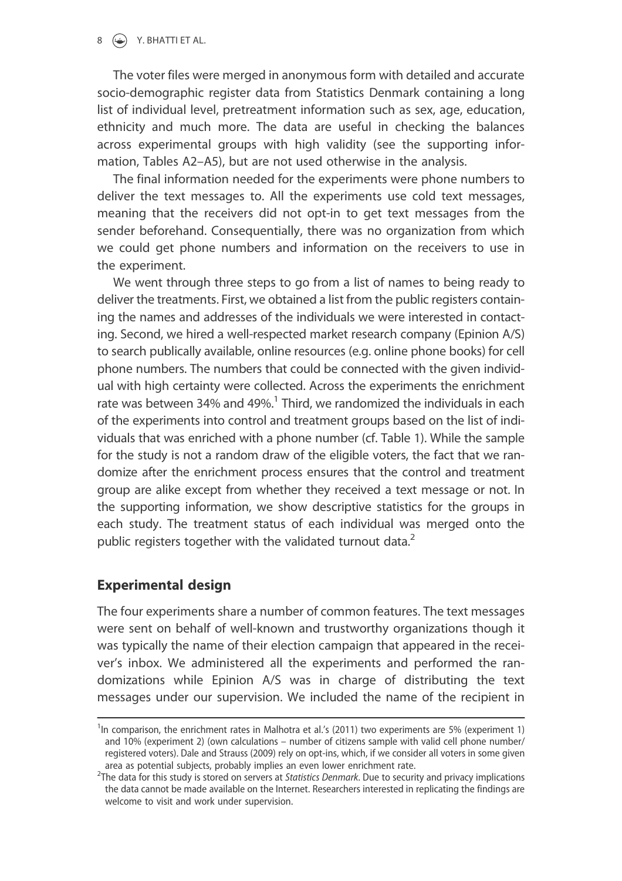The voter files were merged in anonymous form with detailed and accurate socio-demographic register data from Statistics Denmark containing a long list of individual level, pretreatment information such as sex, age, education, ethnicity and much more. The data are useful in checking the balances across experimental groups with high validity (see the supporting information, Tables A2–A5), but are not used otherwise in the analysis.

The final information needed for the experiments were phone numbers to deliver the text messages to. All the experiments use cold text messages, meaning that the receivers did not opt-in to get text messages from the sender beforehand. Consequentially, there was no organization from which we could get phone numbers and information on the receivers to use in the experiment.

We went through three steps to go from a list of names to being ready to deliver the treatments. First, we obtained a list from the public registers containing the names and addresses of the individuals we were interested in contacting. Second, we hired a well-respected market research company (Epinion A/S) to search publically available, online resources (e.g. online phone books) for cell phone numbers. The numbers that could be connected with the given individual with high certainty were collected. Across the experiments the enrichment rate was between 34% and 49%.[1] Third, we randomized the individuals in each of the experiments into control and treatment groups based on the list of individuals that was enriched with a phone number (cf. Table 1). While the sample for the study is not a random draw of the eligible voters, the fact that we randomize after the enrichment process ensures that the control and treatment group are alike except from whether they received a text message or not. In the supporting information, we show descriptive statistics for the groups in each study. The treatment status of each individual was merged onto the public registers together with the validated turnout data.[2]

## Experimental design

The four experiments share a number of common features. The text messages were sent on behalf of well-known and trustworthy organizations though it was typically the name of their election campaign that appeared in the receiver's inbox. We administered all the experiments and performed the randomizations while Epinion A/S was in charge of distributing the text messages under our supervision. We included the name of the recipient in

[1] In comparison, the enrichment rates in Malhotra et al.'s (2011) two experiments are 5% (experiment 1) and 10% (experiment 2) (own calculations – number of citizens sample with valid cell phone number/ registered voters). Dale and Strauss (2009) rely on opt-ins, which, if we consider all voters in some given area as potential subjects, probably implies an even lower enrichment rate.

[2] The data for this study is stored on servers at *Statistics Denmark*. Due to security and privacy implications the data cannot be made available on the Internet. Researchers interested in replicating the findings are welcome to visit and work under supervision.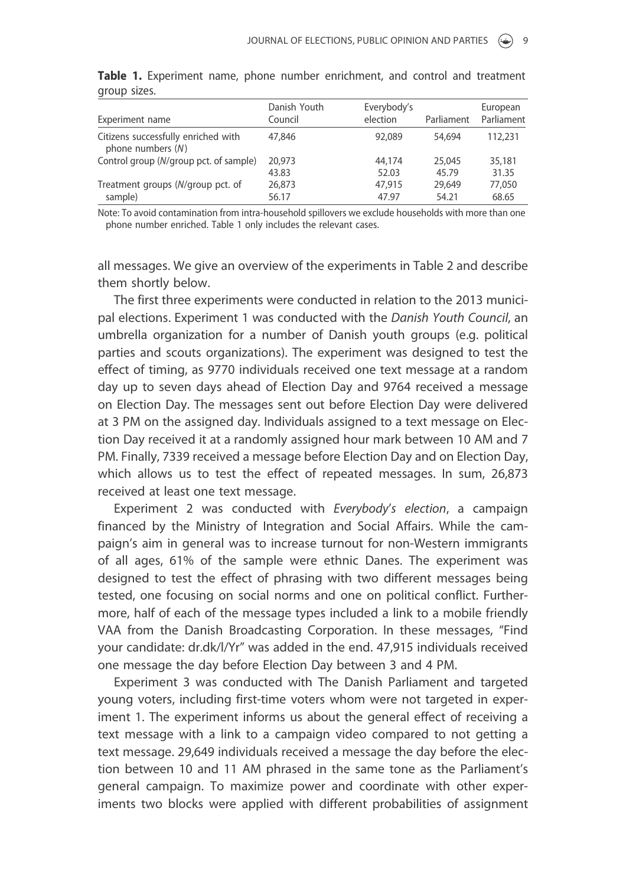**Table 1.** Experiment name, phone number enrichment, and control and treatment group sizes.

| Experiment name | Danish Youth Council | Everybody's election | Parliament | European Parliament |
|---|---|---|---|---|
| Citizens successfully enriched with phone numbers (*N*) | 47,846 | 92,089 | 54,694 | 112,231 |
| Control group (*N*/group pct. of sample) | 20,973<br>43.83 | 44,174<br>52.03 | 25,045<br>45.79 | 35,181<br>31.35 |
| Treatment groups (*N*/group pct. of sample) | 26,873<br>56.17 | 47,915<br>47.97 | 29,649<br>54.21 | 77,050<br>68.65 |

Note: To avoid contamination from intra-household spillovers we exclude households with more than one phone number enriched. Table 1 only includes the relevant cases.

all messages. We give an overview of the experiments in Table 2 and describe them shortly below.

The first three experiments were conducted in relation to the 2013 municipal elections. Experiment 1 was conducted with the *Danish Youth Council*, an umbrella organization for a number of Danish youth groups (e.g. political parties and scouts organizations). The experiment was designed to test the effect of timing, as 9770 individuals received one text message at a random day up to seven days ahead of Election Day and 9764 received a message on Election Day. The messages sent out before Election Day were delivered at 3 PM on the assigned day. Individuals assigned to a text message on Election Day received it at a randomly assigned hour mark between 10 AM and 7 PM. Finally, 7339 received a message before Election Day and on Election Day, which allows us to test the effect of repeated messages. In sum, 26,873 received at least one text message.

Experiment 2 was conducted with *Everybody's election*, a campaign financed by the Ministry of Integration and Social Affairs. While the campaign's aim in general was to increase turnout for non-Western immigrants of all ages, 61% of the sample were ethnic Danes. The experiment was designed to test the effect of phrasing with two different messages being tested, one focusing on social norms and one on political conflict. Furthermore, half of each of the message types included a link to a mobile friendly VAA from the Danish Broadcasting Corporation. In these messages, "Find your candidate: dr.dk/l/Yr" was added in the end. 47,915 individuals received one message the day before Election Day between 3 and 4 PM.

Experiment 3 was conducted with The Danish Parliament and targeted young voters, including first-time voters whom were not targeted in experiment 1. The experiment informs us about the general effect of receiving a text message with a link to a campaign video compared to not getting a text message. 29,649 individuals received a message the day before the election between 10 and 11 AM phrased in the same tone as the Parliament's general campaign. To maximize power and coordinate with other experiments two blocks were applied with different probabilities of assignment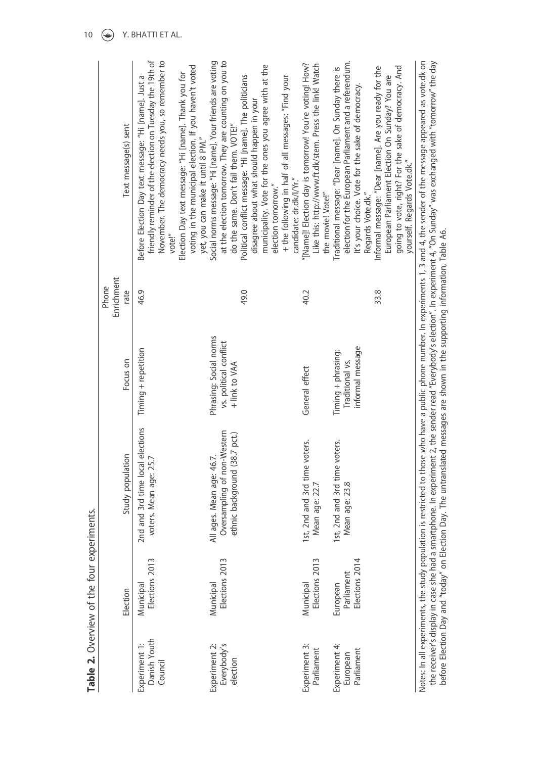**Table 2.** Overview of the four experiments.

| | Election | Study population | Focus on | Phone Enrichment rate | Text message(s) sent |
|---|---|---|---|---|---|
| Experiment 1: Danish Youth Council | Municipal Elections 2013 | 2nd and 3rd time local elections voters. Mean age: 25.7 | Timing + repetition | 46.9 | Before Election Day text message: "Hi [name]. Just a friendly reminder of the election on Tuesday the 19th of November. The democracy needs you, so remember to vote!" Election Day text message: "Hi [name]. Thank you for voting in the municipal election. If you haven't voted yet, you can make it until 8 PM." |
| Experiment 2: Everybody's election | Municipal Elections 2013 | All ages. Mean age: 46.7. Oversampling of non-Western ethnic background (38.7 pct.) | Phrasing: Social norms vs. political conflict + link to VAA | 49.0 | Social norms message: "Hi [name]. Your friends are voting at the election tomorrow. They are counting on you to do the same. Don't fail them. VOTE!" Political conflict message: "Hi [name]. The politicians disagree about what should happen in your municipality. Vote for the ones you agree with at the election tomorrow." + the following in half of all messages: "Find your candidate: dr.dk/l/Yr." |
| Experiment 3: Parliament | Municipal Elections 2013 | 1st, 2nd and 3rd time voters. Mean age: 22.7 | General effect | 40.2 | "[Name]! Election day is tomorrow! You're voting! How? Like this: http://www.ft.dk/stem. Press the link! Watch the movie! Vote!" |
| Experiment 4: European Parliament | European Parliament Elections 2014 | 1st, 2nd and 3rd time voters. Mean age: 23.8 | Timing + phrasing: Traditional vs. informal message | 33.8 | Traditional message: "Dear [name]. On Sunday there is election for the European Parliament and a referendum. It's your choice. Vote for the sake of democracy. Regards Vote.dk." Informal message: "Dear [name]. Are you ready for the European Parliament Election On Sunday? You are going to vote, right? For the sake of democracy. And yourself. Regards Vote.dk." |

Notes: In all experiments, the study population is restricted to those who have a public phone number. In experiments 1, 3 and 4, the sender of the message appeared as vote.dk on the receiver's display in case she had a smartphone. In experiment 2, the sender read "Everybody's election". In experiment 4, "On Sunday" was exchanged with "tomorrow" the day before Election Day and "today" on Election Day. The untranslated messages are shown in the supporting information, Table A6.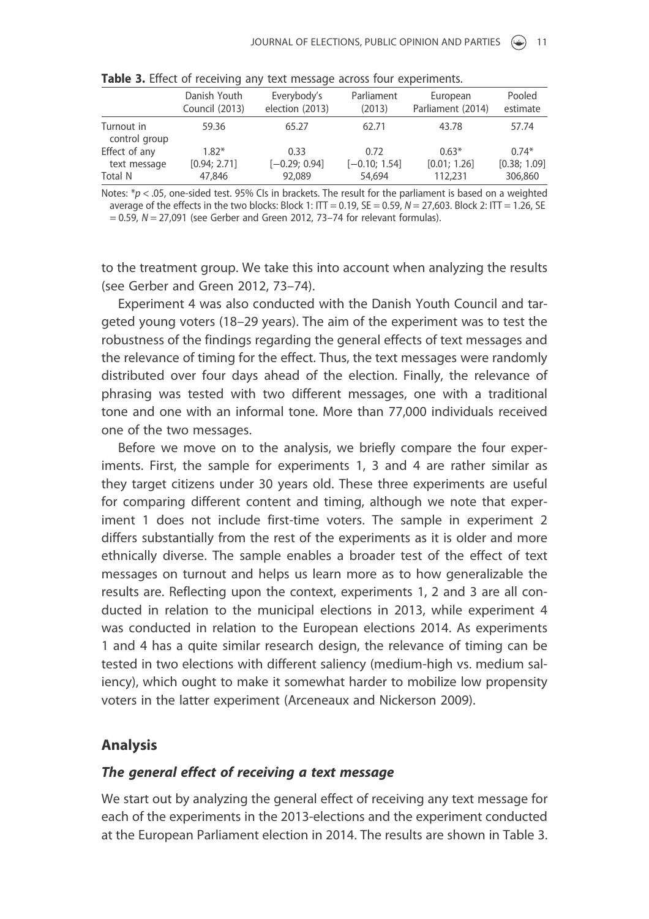**Table 3.** Effect of receiving any text message across four experiments.

| | Danish Youth Council (2013) | Everybody's election (2013) | Parliament (2013) | European Parliament (2014) | Pooled estimate |
|---|---|---|---|---|---|
| Turnout in control group | 59.36 | 65.27 | 62.71 | 43.78 | 57.74 |
| Effect of any text message | 1.82* [0.94; 2.71] | 0.33 [−0.29; 0.94] | 0.72 [−0.10; 1.54] | 0.63* [0.01; 1.26] | 0.74* [0.38; 1.09] |
| Total N | 47,846 | 92,089 | 54,694 | 112,231 | 306,860 |

Notes: $*p < .05$, one-sided test. 95% CIs in brackets. The result for the parliament is based on a weighted average of the effects in the two blocks: Block 1: ITT = 0.19, SE = 0.59, $N = 27{,}603$. Block 2: ITT = 1.26, SE = 0.59, $N = 27{,}091$ (see Gerber and Green 2012, 73–74 for relevant formulas).

to the treatment group. We take this into account when analyzing the results (see Gerber and Green 2012, 73–74).

Experiment 4 was also conducted with the Danish Youth Council and targeted young voters (18–29 years). The aim of the experiment was to test the robustness of the findings regarding the general effects of text messages and the relevance of timing for the effect. Thus, the text messages were randomly distributed over four days ahead of the election. Finally, the relevance of phrasing was tested with two different messages, one with a traditional tone and one with an informal tone. More than 77,000 individuals received one of the two messages.

Before we move on to the analysis, we briefly compare the four experiments. First, the sample for experiments 1, 3 and 4 are rather similar as they target citizens under 30 years old. These three experiments are useful for comparing different content and timing, although we note that experiment 1 does not include first-time voters. The sample in experiment 2 differs substantially from the rest of the experiments as it is older and more ethnically diverse. The sample enables a broader test of the effect of text messages on turnout and helps us learn more as to how generalizable the results are. Reflecting upon the context, experiments 1, 2 and 3 are all conducted in relation to the municipal elections in 2013, while experiment 4 was conducted in relation to the European elections 2014. As experiments 1 and 4 has a quite similar research design, the relevance of timing can be tested in two elections with different saliency (medium-high vs. medium saliency), which ought to make it somewhat harder to mobilize low propensity voters in the latter experiment (Arceneaux and Nickerson 2009).

## Analysis

### *The general effect of receiving a text message*

We start out by analyzing the general effect of receiving any text message for each of the experiments in the 2013-elections and the experiment conducted at the European Parliament election in 2014. The results are shown in Table 3.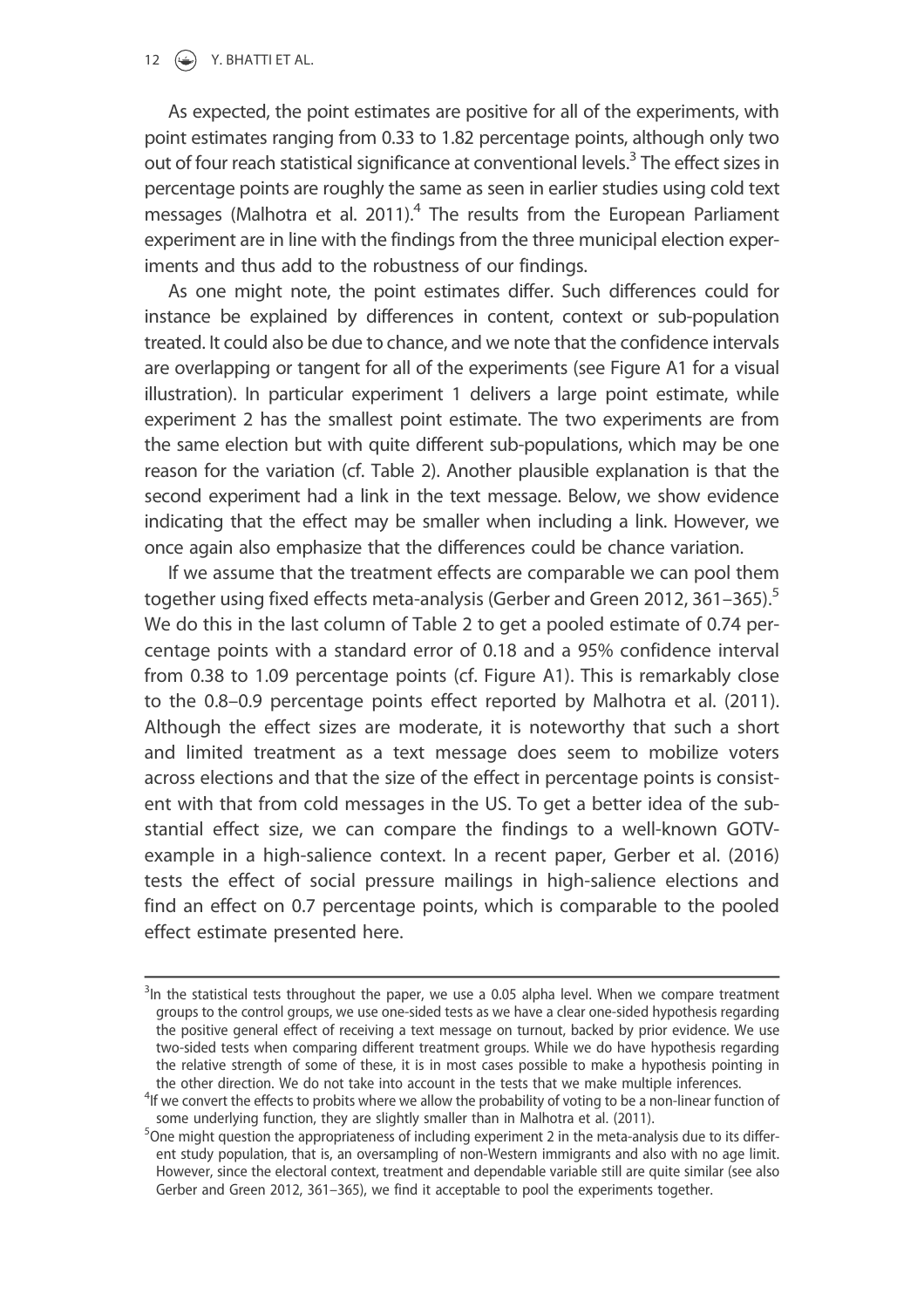As expected, the point estimates are positive for all of the experiments, with point estimates ranging from 0.33 to 1.82 percentage points, although only two out of four reach statistical significance at conventional levels.[3] The effect sizes in percentage points are roughly the same as seen in earlier studies using cold text messages (Malhotra et al. 2011).[4] The results from the European Parliament experiment are in line with the findings from the three municipal election experiments and thus add to the robustness of our findings.

As one might note, the point estimates differ. Such differences could for instance be explained by differences in content, context or sub-population treated. It could also be due to chance, and we note that the confidence intervals are overlapping or tangent for all of the experiments (see Figure A1 for a visual illustration). In particular experiment 1 delivers a large point estimate, while experiment 2 has the smallest point estimate. The two experiments are from the same election but with quite different sub-populations, which may be one reason for the variation (cf. Table 2). Another plausible explanation is that the second experiment had a link in the text message. Below, we show evidence indicating that the effect may be smaller when including a link. However, we once again also emphasize that the differences could be chance variation.

If we assume that the treatment effects are comparable we can pool them together using fixed effects meta-analysis (Gerber and Green 2012, 361–365).[5] We do this in the last column of Table 2 to get a pooled estimate of 0.74 percentage points with a standard error of 0.18 and a 95% confidence interval from 0.38 to 1.09 percentage points (cf. Figure A1). This is remarkably close to the 0.8–0.9 percentage points effect reported by Malhotra et al. (2011). Although the effect sizes are moderate, it is noteworthy that such a short and limited treatment as a text message does seem to mobilize voters across elections and that the size of the effect in percentage points is consistent with that from cold messages in the US. To get a better idea of the substantial effect size, we can compare the findings to a well-known GOTV-example in a high-salience context. In a recent paper, Gerber et al. (2016) tests the effect of social pressure mailings in high-salience elections and find an effect on 0.7 percentage points, which is comparable to the pooled effect estimate presented here.

---

[3]In the statistical tests throughout the paper, we use a 0.05 alpha level. When we compare treatment groups to the control groups, we use one-sided tests as we have a clear one-sided hypothesis regarding the positive general effect of receiving a text message on turnout, backed by prior evidence. We use two-sided tests when comparing different treatment groups. While we do have hypothesis regarding the relative strength of some of these, it is in most cases possible to make a hypothesis pointing in the other direction. We do not take into account in the tests that we make multiple inferences.

[4]If we convert the effects to probits where we allow the probability of voting to be a non-linear function of some underlying function, they are slightly smaller than in Malhotra et al. (2011).

[5]One might question the appropriateness of including experiment 2 in the meta-analysis due to its different study population, that is, an oversampling of non-Western immigrants and also with no age limit. However, since the electoral context, treatment and dependable variable still are quite similar (see also Gerber and Green 2012, 361–365), we find it acceptable to pool the experiments together.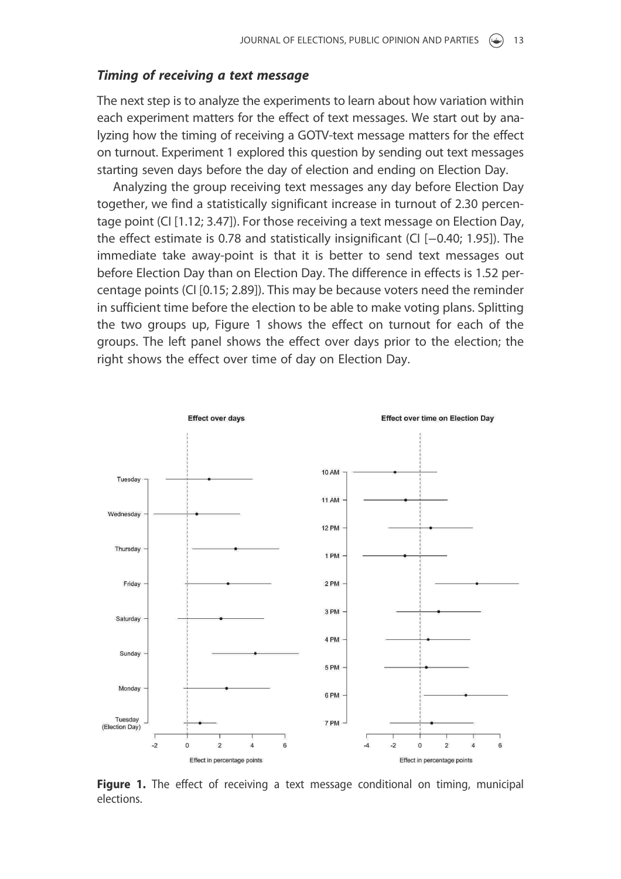### *Timing of receiving a text message*

The next step is to analyze the experiments to learn about how variation within each experiment matters for the effect of text messages. We start out by analyzing how the timing of receiving a GOTV-text message matters for the effect on turnout. Experiment 1 explored this question by sending out text messages starting seven days before the day of election and ending on Election Day.

Analyzing the group receiving text messages any day before Election Day together, we find a statistically significant increase in turnout of 2.30 percentage point (CI [1.12; 3.47]). For those receiving a text message on Election Day, the effect estimate is 0.78 and statistically insignificant (CI [−0.40; 1.95]). The immediate take away-point is that it is better to send text messages out before Election Day than on Election Day. The difference in effects is 1.52 percentage points (CI [0.15; 2.89]). This may be because voters need the reminder in sufficient time before the election to be able to make voting plans. Splitting the two groups up, Figure 1 shows the effect on turnout for each of the groups. The left panel shows the effect over days prior to the election; the right shows the effect over time of day on Election Day.

**Figure 1.** The effect of receiving a text message conditional on timing, municipal elections.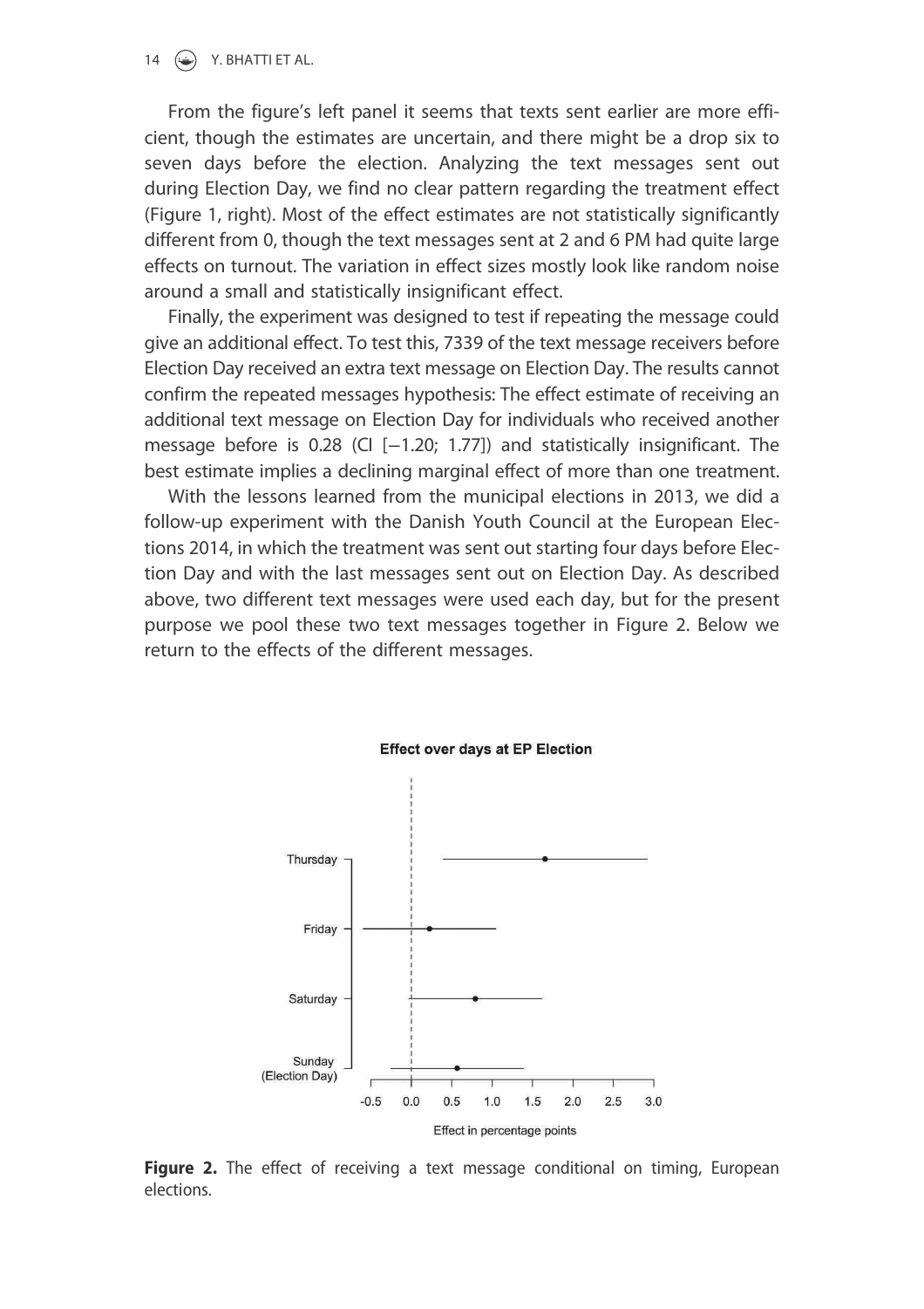From the figure's left panel it seems that texts sent earlier are more efficient, though the estimates are uncertain, and there might be a drop six to seven days before the election. Analyzing the text messages sent out during Election Day, we find no clear pattern regarding the treatment effect (Figure 1, right). Most of the effect estimates are not statistically significantly different from 0, though the text messages sent at 2 and 6 PM had quite large effects on turnout. The variation in effect sizes mostly look like random noise around a small and statistically insignificant effect.

Finally, the experiment was designed to test if repeating the message could give an additional effect. To test this, 7339 of the text message receivers before Election Day received an extra text message on Election Day. The results cannot confirm the repeated messages hypothesis: The effect estimate of receiving an additional text message on Election Day for individuals who received another message before is 0.28 (CI [−1.20; 1.77]) and statistically insignificant. The best estimate implies a declining marginal effect of more than one treatment.

With the lessons learned from the municipal elections in 2013, we did a follow-up experiment with the Danish Youth Council at the European Elections 2014, in which the treatment was sent out starting four days before Election Day and with the last messages sent out on Election Day. As described above, two different text messages were used each day, but for the present purpose we pool these two text messages together in Figure 2. Below we return to the effects of the different messages.

**Figure 2.** The effect of receiving a text message conditional on timing, European elections.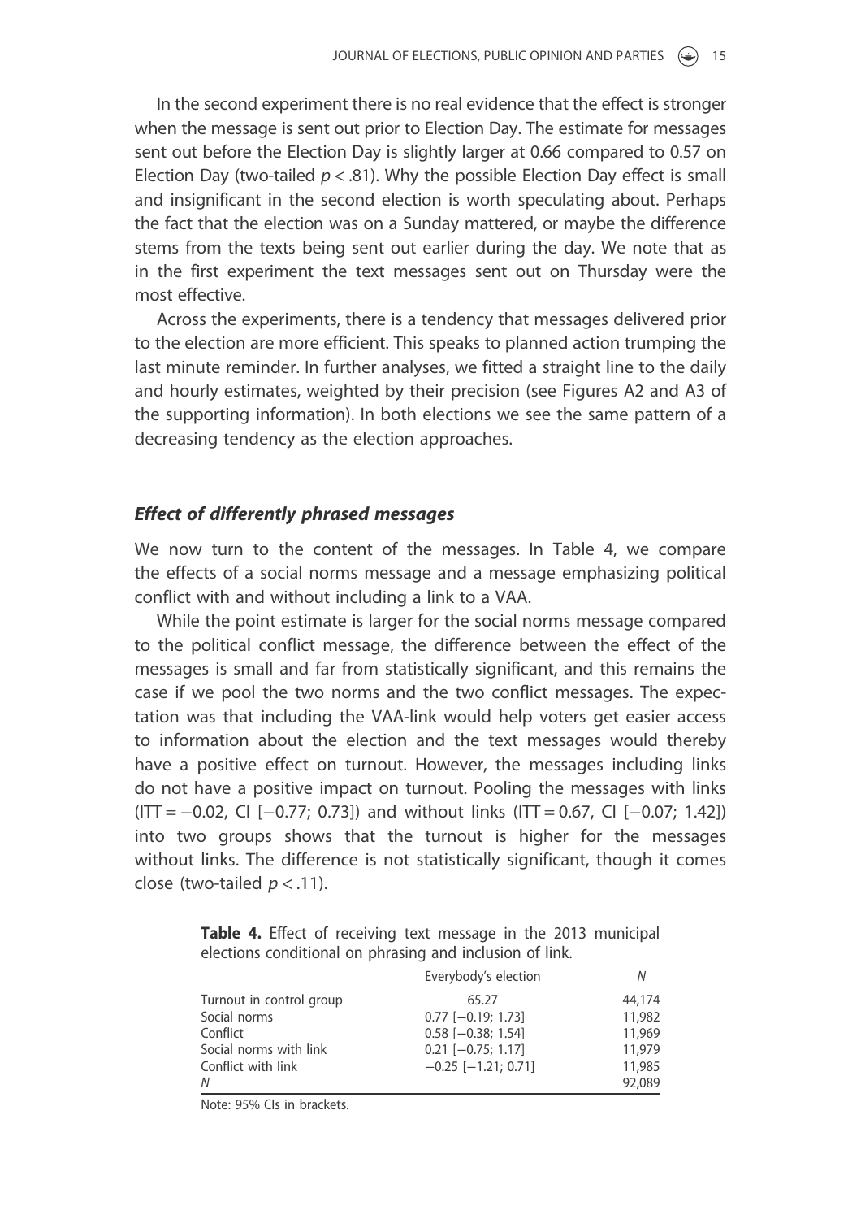In the second experiment there is no real evidence that the effect is stronger when the message is sent out prior to Election Day. The estimate for messages sent out before the Election Day is slightly larger at 0.66 compared to 0.57 on Election Day (two-tailed $p < .81$). Why the possible Election Day effect is small and insignificant in the second election is worth speculating about. Perhaps the fact that the election was on a Sunday mattered, or maybe the difference stems from the texts being sent out earlier during the day. We note that as in the first experiment the text messages sent out on Thursday were the most effective.

Across the experiments, there is a tendency that messages delivered prior to the election are more efficient. This speaks to planned action trumping the last minute reminder. In further analyses, we fitted a straight line to the daily and hourly estimates, weighted by their precision (see Figures A2 and A3 of the supporting information). In both elections we see the same pattern of a decreasing tendency as the election approaches.

### *Effect of differently phrased messages*

We now turn to the content of the messages. In Table 4, we compare the effects of a social norms message and a message emphasizing political conflict with and without including a link to a VAA.

While the point estimate is larger for the social norms message compared to the political conflict message, the difference between the effect of the messages is small and far from statistically significant, and this remains the case if we pool the two norms and the two conflict messages. The expectation was that including the VAA-link would help voters get easier access to information about the election and the text messages would thereby have a positive effect on turnout. However, the messages including links do not have a positive impact on turnout. Pooling the messages with links (ITT = −0.02, CI [−0.77; 0.73]) and without links (ITT = 0.67, CI [−0.07; 1.42]) into two groups shows that the turnout is higher for the messages without links. The difference is not statistically significant, though it comes close (two-tailed $p < .11$).

**Table 4.** Effect of receiving text message in the 2013 municipal elections conditional on phrasing and inclusion of link.

| | Everybody's election | *N* |
|---|---|---|
| Turnout in control group | 65.27 | 44,174 |
| Social norms | 0.77 [−0.19; 1.73] | 11,982 |
| Conflict | 0.58 [−0.38; 1.54] | 11,969 |
| Social norms with link | 0.21 [−0.75; 1.17] | 11,979 |
| Conflict with link | −0.25 [−1.21; 0.71] | 11,985 |
| *N* | | 92,089 |

Note: 95% CIs in brackets.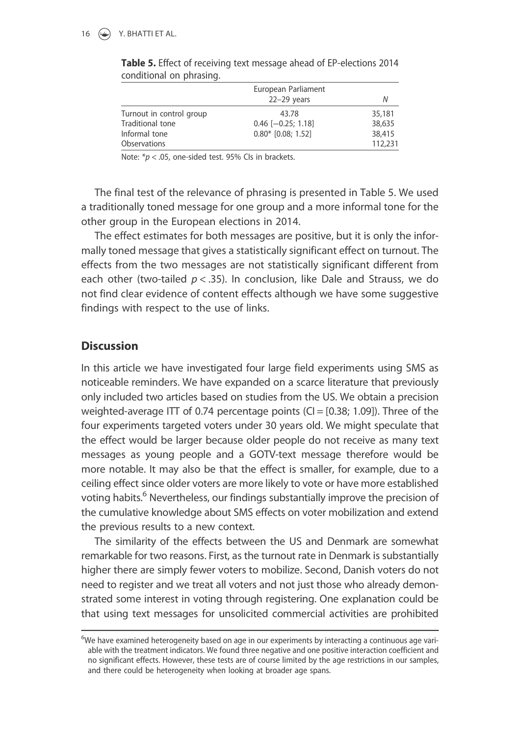**Table 5.** Effect of receiving text message ahead of EP-elections 2014 conditional on phrasing.

| | European Parliament 22–29 years | N |
|---|---|---|
| Turnout in control group | 43.78 | 35,181 |
| Traditional tone | 0.46 [−0.25; 1.18] | 38,635 |
| Informal tone | 0.80* [0.08; 1.52] | 38,415 |
| Observations | | 112,231 |

Note: $*p < .05$, one-sided test. 95% CIs in brackets.

The final test of the relevance of phrasing is presented in Table 5. We used a traditionally toned message for one group and a more informal tone for the other group in the European elections in 2014.

The effect estimates for both messages are positive, but it is only the informally toned message that gives a statistically significant effect on turnout. The effects from the two messages are not statistically significant different from each other (two-tailed $p < .35$). In conclusion, like Dale and Strauss, we do not find clear evidence of content effects although we have some suggestive findings with respect to the use of links.

## Discussion

In this article we have investigated four large field experiments using SMS as noticeable reminders. We have expanded on a scarce literature that previously only included two articles based on studies from the US. We obtain a precision weighted-average ITT of 0.74 percentage points (CI = [0.38; 1.09]). Three of the four experiments targeted voters under 30 years old. We might speculate that the effect would be larger because older people do not receive as many text messages as young people and a GOTV-text message therefore would be more notable. It may also be that the effect is smaller, for example, due to a ceiling effect since older voters are more likely to vote or have more established voting habits.[6] Nevertheless, our findings substantially improve the precision of the cumulative knowledge about SMS effects on voter mobilization and extend the previous results to a new context.

The similarity of the effects between the US and Denmark are somewhat remarkable for two reasons. First, as the turnout rate in Denmark is substantially higher there are simply fewer voters to mobilize. Second, Danish voters do not need to register and we treat all voters and not just those who already demonstrated some interest in voting through registering. One explanation could be that using text messages for unsolicited commercial activities are prohibited

[6]We have examined heterogeneity based on age in our experiments by interacting a continuous age variable with the treatment indicators. We found three negative and one positive interaction coefficient and no significant effects. However, these tests are of course limited by the age restrictions in our samples, and there could be heterogeneity when looking at broader age spans.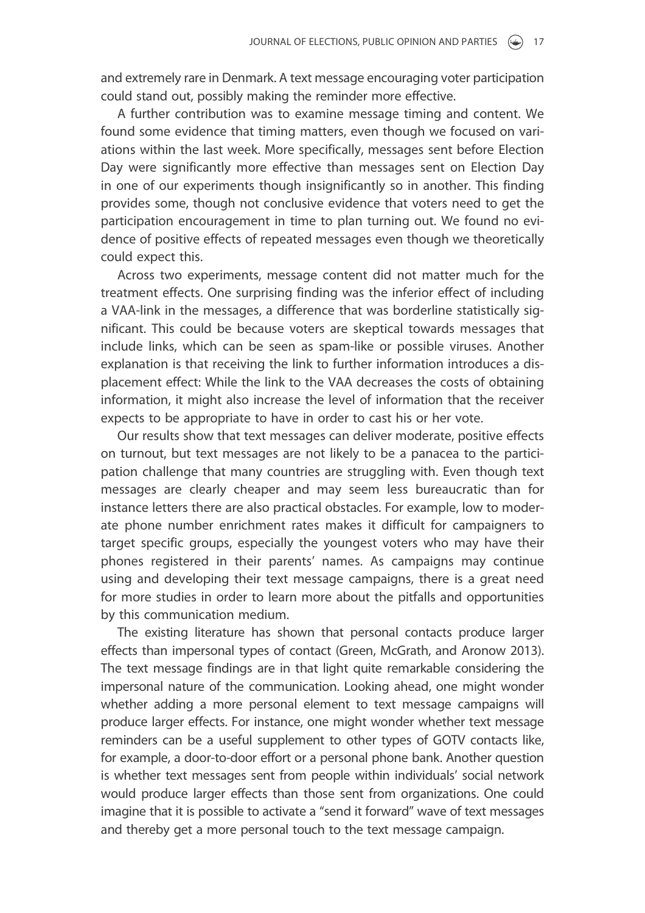and extremely rare in Denmark. A text message encouraging voter participation could stand out, possibly making the reminder more effective.

A further contribution was to examine message timing and content. We found some evidence that timing matters, even though we focused on variations within the last week. More specifically, messages sent before Election Day were significantly more effective than messages sent on Election Day in one of our experiments though insignificantly so in another. This finding provides some, though not conclusive evidence that voters need to get the participation encouragement in time to plan turning out. We found no evidence of positive effects of repeated messages even though we theoretically could expect this.

Across two experiments, message content did not matter much for the treatment effects. One surprising finding was the inferior effect of including a VAA-link in the messages, a difference that was borderline statistically significant. This could be because voters are skeptical towards messages that include links, which can be seen as spam-like or possible viruses. Another explanation is that receiving the link to further information introduces a displacement effect: While the link to the VAA decreases the costs of obtaining information, it might also increase the level of information that the receiver expects to be appropriate to have in order to cast his or her vote.

Our results show that text messages can deliver moderate, positive effects on turnout, but text messages are not likely to be a panacea to the participation challenge that many countries are struggling with. Even though text messages are clearly cheaper and may seem less bureaucratic than for instance letters there are also practical obstacles. For example, low to moderate phone number enrichment rates makes it difficult for campaigners to target specific groups, especially the youngest voters who may have their phones registered in their parents' names. As campaigns may continue using and developing their text message campaigns, there is a great need for more studies in order to learn more about the pitfalls and opportunities by this communication medium.

The existing literature has shown that personal contacts produce larger effects than impersonal types of contact (Green, McGrath, and Aronow 2013). The text message findings are in that light quite remarkable considering the impersonal nature of the communication. Looking ahead, one might wonder whether adding a more personal element to text message campaigns will produce larger effects. For instance, one might wonder whether text message reminders can be a useful supplement to other types of GOTV contacts like, for example, a door-to-door effort or a personal phone bank. Another question is whether text messages sent from people within individuals' social network would produce larger effects than those sent from organizations. One could imagine that it is possible to activate a "send it forward" wave of text messages and thereby get a more personal touch to the text message campaign.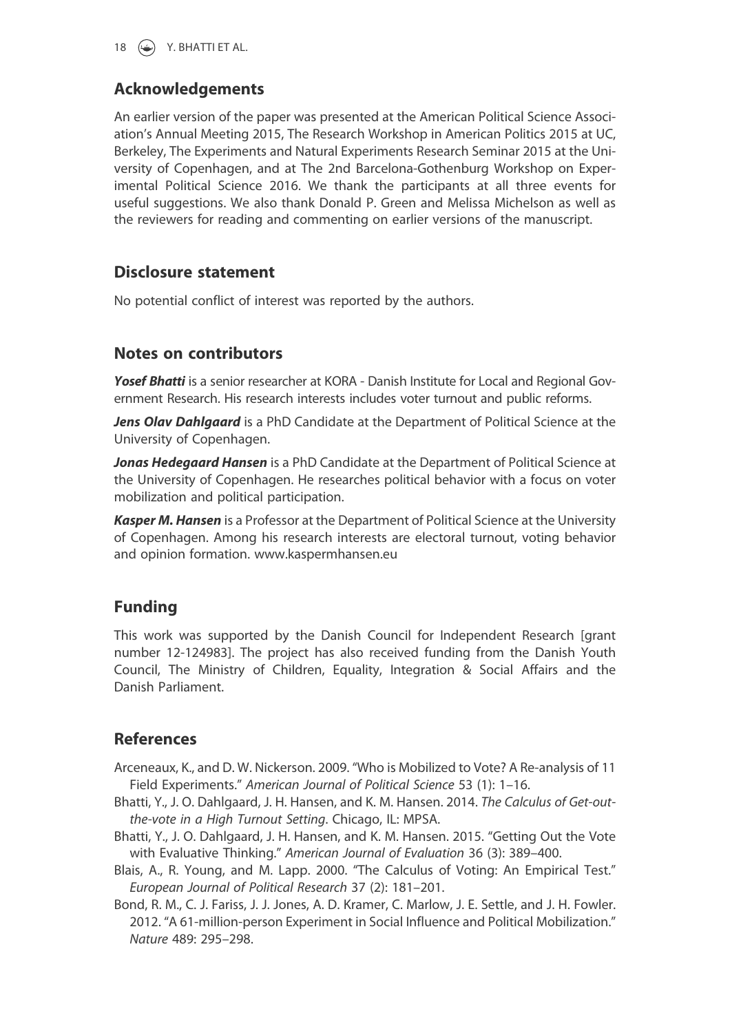## Acknowledgements

An earlier version of the paper was presented at the American Political Science Association's Annual Meeting 2015, The Research Workshop in American Politics 2015 at UC, Berkeley, The Experiments and Natural Experiments Research Seminar 2015 at the University of Copenhagen, and at The 2nd Barcelona-Gothenburg Workshop on Experimental Political Science 2016. We thank the participants at all three events for useful suggestions. We also thank Donald P. Green and Melissa Michelson as well as the reviewers for reading and commenting on earlier versions of the manuscript.

## Disclosure statement

No potential conflict of interest was reported by the authors.

## Notes on contributors

***Yosef Bhatti*** is a senior researcher at KORA - Danish Institute for Local and Regional Government Research. His research interests includes voter turnout and public reforms.

***Jens Olav Dahlgaard*** is a PhD Candidate at the Department of Political Science at the University of Copenhagen.

***Jonas Hedegaard Hansen*** is a PhD Candidate at the Department of Political Science at the University of Copenhagen. He researches political behavior with a focus on voter mobilization and political participation.

***Kasper M. Hansen*** is a Professor at the Department of Political Science at the University of Copenhagen. Among his research interests are electoral turnout, voting behavior and opinion formation. www.kaspermhansen.eu

## Funding

This work was supported by the Danish Council for Independent Research [grant number 12-124983]. The project has also received funding from the Danish Youth Council, The Ministry of Children, Equality, Integration & Social Affairs and the Danish Parliament.

## References

Arceneaux, K., and D. W. Nickerson. 2009. "Who is Mobilized to Vote? A Re-analysis of 11 Field Experiments." *American Journal of Political Science* 53 (1): 1–16.

Bhatti, Y., J. O. Dahlgaard, J. H. Hansen, and K. M. Hansen. 2014. *The Calculus of Get-out-the-vote in a High Turnout Setting*. Chicago, IL: MPSA.

Bhatti, Y., J. O. Dahlgaard, J. H. Hansen, and K. M. Hansen. 2015. "Getting Out the Vote with Evaluative Thinking." *American Journal of Evaluation* 36 (3): 389–400.

Blais, A., R. Young, and M. Lapp. 2000. "The Calculus of Voting: An Empirical Test." *European Journal of Political Research* 37 (2): 181–201.

Bond, R. M., C. J. Fariss, J. J. Jones, A. D. Kramer, C. Marlow, J. E. Settle, and J. H. Fowler. 2012. "A 61-million-person Experiment in Social Influence and Political Mobilization." *Nature* 489: 295–298.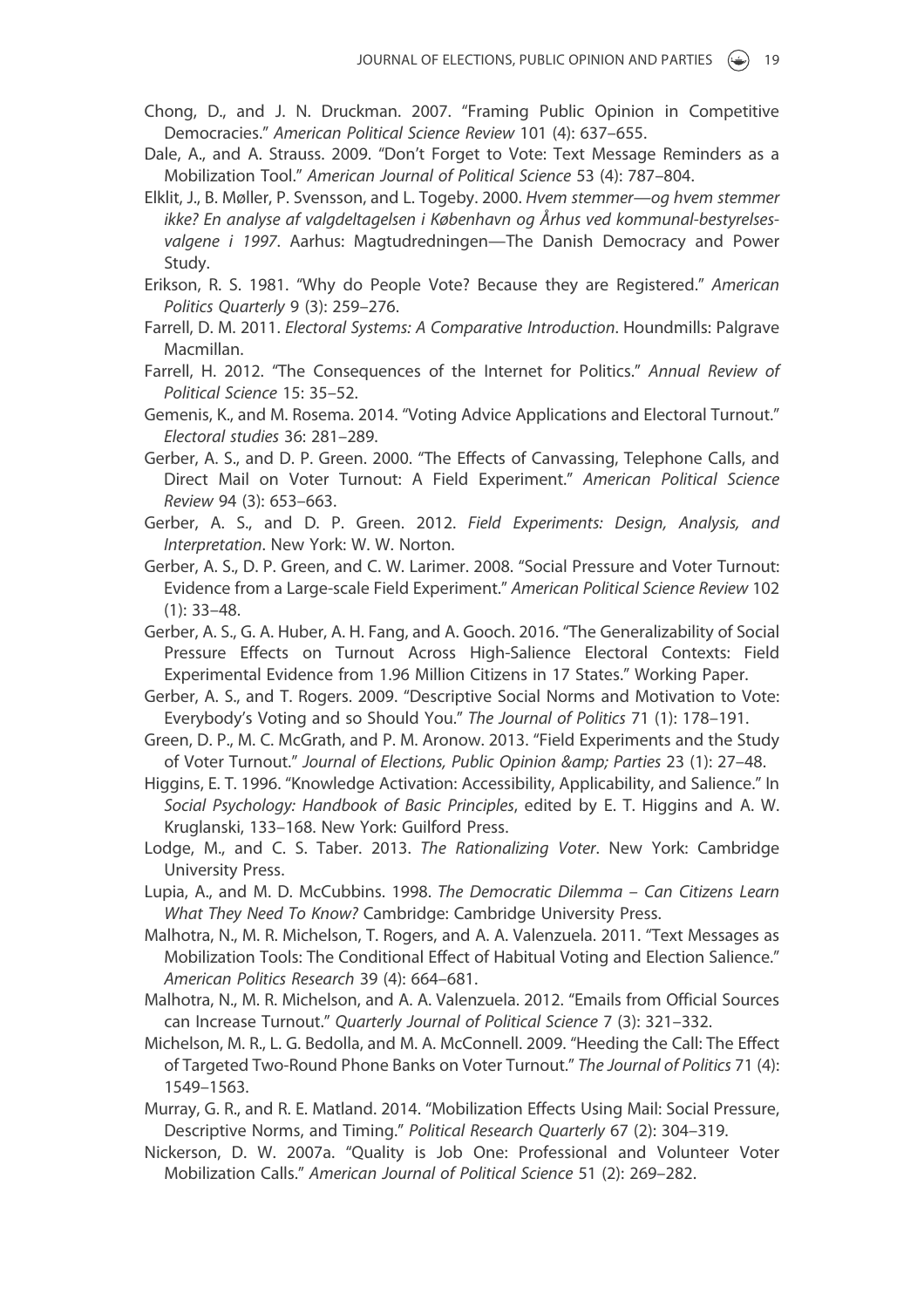Chong, D., and J. N. Druckman. 2007. "Framing Public Opinion in Competitive Democracies." *American Political Science Review* 101 (4): 637–655.

Dale, A., and A. Strauss. 2009. "Don't Forget to Vote: Text Message Reminders as a Mobilization Tool." *American Journal of Political Science* 53 (4): 787–804.

Elklit, J., B. Møller, P. Svensson, and L. Togeby. 2000. *Hvem stemmer—og hvem stemmer ikke? En analyse af valgdeltagelsen i København og Århus ved kommunal-bestyrelses-valgene i 1997*. Aarhus: Magtudredningen—The Danish Democracy and Power Study.

Erikson, R. S. 1981. "Why do People Vote? Because they are Registered." *American Politics Quarterly* 9 (3): 259–276.

Farrell, D. M. 2011. *Electoral Systems: A Comparative Introduction*. Houndmills: Palgrave Macmillan.

Farrell, H. 2012. "The Consequences of the Internet for Politics." *Annual Review of Political Science* 15: 35–52.

Gemenis, K., and M. Rosema. 2014. "Voting Advice Applications and Electoral Turnout." *Electoral studies* 36: 281–289.

Gerber, A. S., and D. P. Green. 2000. "The Effects of Canvassing, Telephone Calls, and Direct Mail on Voter Turnout: A Field Experiment." *American Political Science Review* 94 (3): 653–663.

Gerber, A. S., and D. P. Green. 2012. *Field Experiments: Design, Analysis, and Interpretation*. New York: W. W. Norton.

Gerber, A. S., D. P. Green, and C. W. Larimer. 2008. "Social Pressure and Voter Turnout: Evidence from a Large-scale Field Experiment." *American Political Science Review* 102 (1): 33–48.

Gerber, A. S., G. A. Huber, A. H. Fang, and A. Gooch. 2016. "The Generalizability of Social Pressure Effects on Turnout Across High-Salience Electoral Contexts: Field Experimental Evidence from 1.96 Million Citizens in 17 States." Working Paper.

Gerber, A. S., and T. Rogers. 2009. "Descriptive Social Norms and Motivation to Vote: Everybody's Voting and so Should You." *The Journal of Politics* 71 (1): 178–191.

Green, D. P., M. C. McGrath, and P. M. Aronow. 2013. "Field Experiments and the Study of Voter Turnout." *Journal of Elections, Public Opinion &amp; Parties* 23 (1): 27–48.

Higgins, E. T. 1996. "Knowledge Activation: Accessibility, Applicability, and Salience." In *Social Psychology: Handbook of Basic Principles*, edited by E. T. Higgins and A. W. Kruglanski, 133–168. New York: Guilford Press.

Lodge, M., and C. S. Taber. 2013. *The Rationalizing Voter*. New York: Cambridge University Press.

Lupia, A., and M. D. McCubbins. 1998. *The Democratic Dilemma – Can Citizens Learn What They Need To Know?* Cambridge: Cambridge University Press.

Malhotra, N., M. R. Michelson, T. Rogers, and A. A. Valenzuela. 2011. "Text Messages as Mobilization Tools: The Conditional Effect of Habitual Voting and Election Salience." *American Politics Research* 39 (4): 664–681.

Malhotra, N., M. R. Michelson, and A. A. Valenzuela. 2012. "Emails from Official Sources can Increase Turnout." *Quarterly Journal of Political Science* 7 (3): 321–332.

Michelson, M. R., L. G. Bedolla, and M. A. McConnell. 2009. "Heeding the Call: The Effect of Targeted Two-Round Phone Banks on Voter Turnout." *The Journal of Politics* 71 (4): 1549–1563.

Murray, G. R., and R. E. Matland. 2014. "Mobilization Effects Using Mail: Social Pressure, Descriptive Norms, and Timing." *Political Research Quarterly* 67 (2): 304–319.

Nickerson, D. W. 2007a. "Quality is Job One: Professional and Volunteer Voter Mobilization Calls." *American Journal of Political Science* 51 (2): 269–282.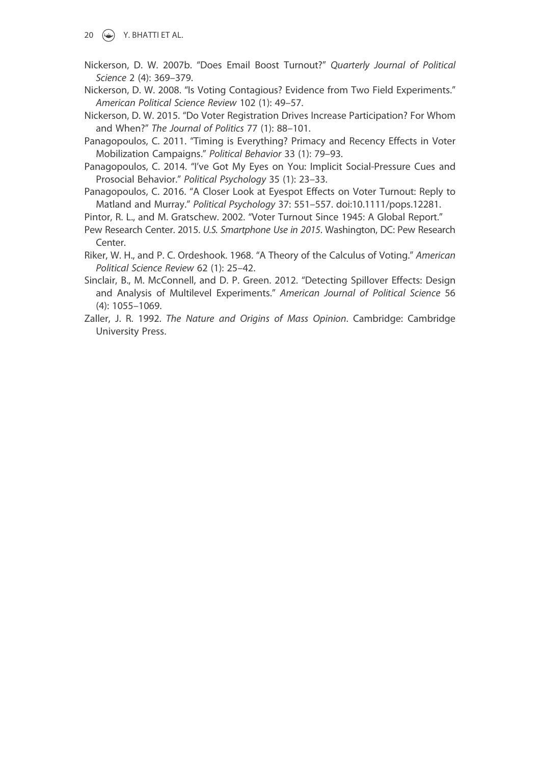Nickerson, D. W. 2007b. "Does Email Boost Turnout?" *Quarterly Journal of Political Science* 2 (4): 369–379.

Nickerson, D. W. 2008. "Is Voting Contagious? Evidence from Two Field Experiments." *American Political Science Review* 102 (1): 49–57.

Nickerson, D. W. 2015. "Do Voter Registration Drives Increase Participation? For Whom and When?" *The Journal of Politics* 77 (1): 88–101.

Panagopoulos, C. 2011. "Timing is Everything? Primacy and Recency Effects in Voter Mobilization Campaigns." *Political Behavior* 33 (1): 79–93.

Panagopoulos, C. 2014. "I've Got My Eyes on You: Implicit Social-Pressure Cues and Prosocial Behavior." *Political Psychology* 35 (1): 23–33.

Panagopoulos, C. 2016. "A Closer Look at Eyespot Effects on Voter Turnout: Reply to Matland and Murray." *Political Psychology* 37: 551–557. doi:10.1111/pops.12281.

Pintor, R. L., and M. Gratschew. 2002. "Voter Turnout Since 1945: A Global Report."

Pew Research Center. 2015. *U.S. Smartphone Use in 2015*. Washington, DC: Pew Research Center.

Riker, W. H., and P. C. Ordeshook. 1968. "A Theory of the Calculus of Voting." *American Political Science Review* 62 (1): 25–42.

Sinclair, B., M. McConnell, and D. P. Green. 2012. "Detecting Spillover Effects: Design and Analysis of Multilevel Experiments." *American Journal of Political Science* 56 (4): 1055–1069.

Zaller, J. R. 1992. *The Nature and Origins of Mass Opinion*. Cambridge: Cambridge University Press.